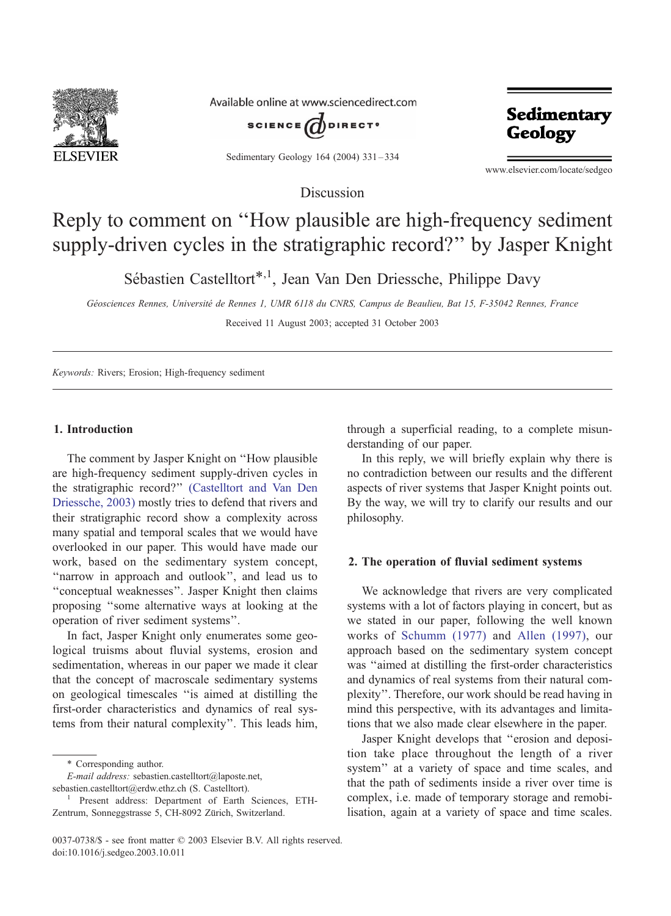Discussion

# Reply to comment on "How plausible are high-frequency sediment supply-driven cycles in the stratigraphic record?" by Jasper Knight

Sébastien Castelltort*[,1], Jean Van Den Driessche, Philippe Davy

*Géosciences Rennes, Université de Rennes 1, UMR 6118 du CNRS, Campus de Beaulieu, Bat 15, F-35042 Rennes, France*

Received 11 August 2003; accepted 31 October 2003

*Keywords:* Rivers; Erosion; High-frequency sediment

## 1. Introduction

The comment by Jasper Knight on "How plausible are high-frequency sediment supply-driven cycles in the stratigraphic record?" (Castelltort and Van Den Driessche, 2003) mostly tries to defend that rivers and their stratigraphic record show a complexity across many spatial and temporal scales that we would have overlooked in our paper. This would have made our work, based on the sedimentary system concept, "narrow in approach and outlook", and lead us to "conceptual weaknesses". Jasper Knight then claims proposing "some alternative ways at looking at the operation of river sediment systems".

In fact, Jasper Knight only enumerates some geological truisms about fluvial systems, erosion and sedimentation, whereas in our paper we made it clear that the concept of macroscale sedimentary systems on geological timescales "is aimed at distilling the first-order characteristics and dynamics of real systems from their natural complexity". This leads him, through a superficial reading, to a complete misunderstanding of our paper.

In this reply, we will briefly explain why there is no contradiction between our results and the different aspects of river systems that Jasper Knight points out. By the way, we will try to clarify our results and our philosophy.

## 2. The operation of fluvial sediment systems

We acknowledge that rivers are very complicated systems with a lot of factors playing in concert, but as we stated in our paper, following the well known works of Schumm (1977) and Allen (1997), our approach based on the sedimentary system concept was "aimed at distilling the first-order characteristics and dynamics of real systems from their natural complexity". Therefore, our work should be read having in mind this perspective, with its advantages and limitations that we also made clear elsewhere in the paper.

Jasper Knight develops that "erosion and deposition take place throughout the length of a river system" at a variety of space and time scales, and that the path of sediments inside a river over time is complex, i.e. made of temporary storage and remobilisation, again at a variety of space and time scales.

* Corresponding author.
*E-mail address:* sebastien.castelltort@laposte.net, sebastien.castelltort@erdw.ethz.ch (S. Castelltort).

[1] Present address: Department of Earth Sciences, ETH-Zentrum, Sonneggstrasse 5, CH-8092 Zürich, Switzerland.

0037-0738/$ - see front matter © 2003 Elsevier B.V. All rights reserved.
doi:10.1016/j.sedgeo.2003.10.011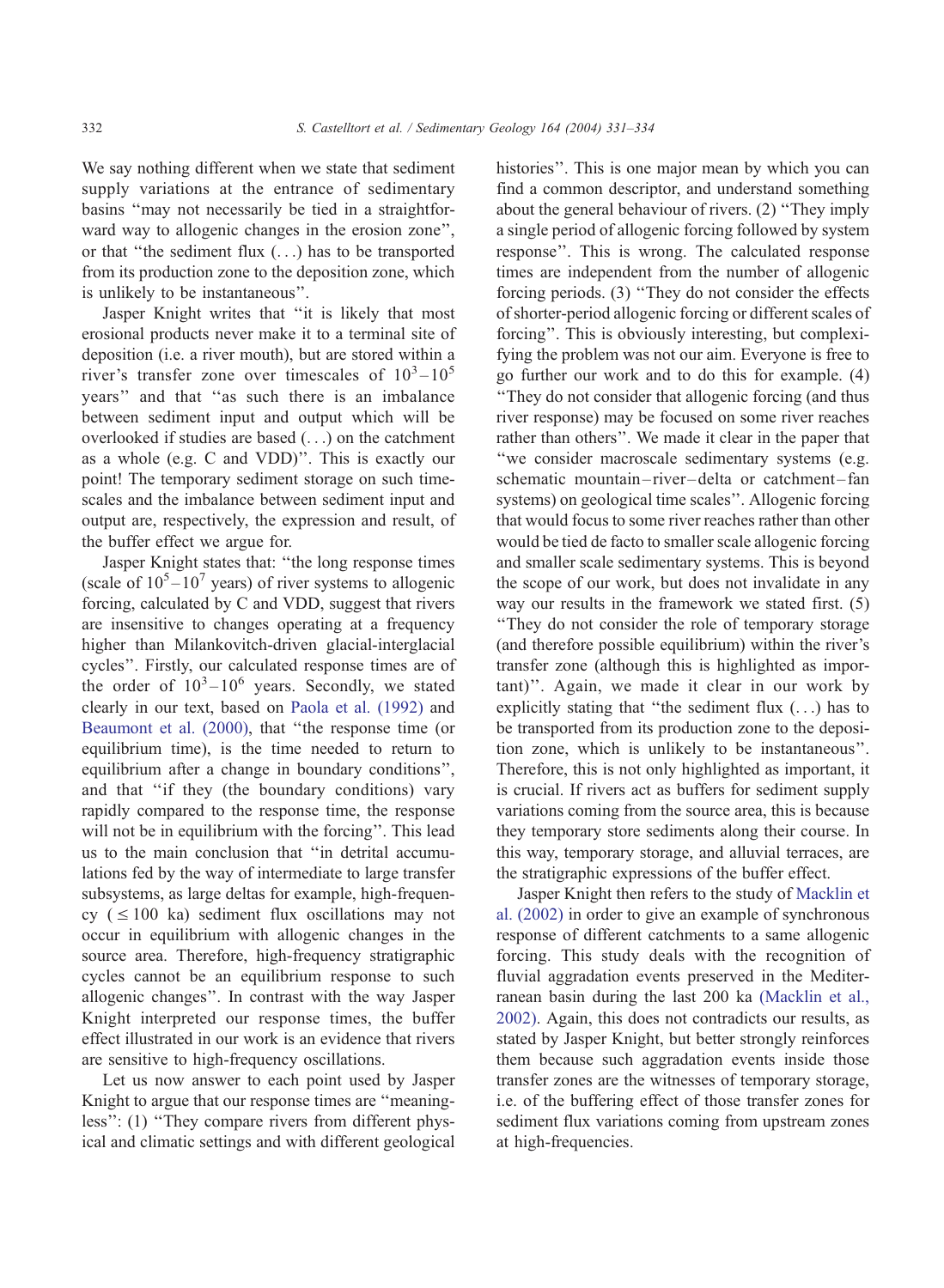We say nothing different when we state that sediment supply variations at the entrance of sedimentary basins ''may not necessarily be tied in a straightforward way to allogenic changes in the erosion zone'', or that ''the sediment flux (...) has to be transported from its production zone to the deposition zone, which is unlikely to be instantaneous''.

Jasper Knight writes that ''it is likely that most erosional products never make it to a terminal site of deposition (i.e. a river mouth), but are stored within a river's transfer zone over timescales of $10^3$–$10^5$ years'' and that ''as such there is an imbalance between sediment input and output which will be overlooked if studies are based (...) on the catchment as a whole (e.g. C and VDD)''. This is exactly our point! The temporary sediment storage on such timescales and the imbalance between sediment input and output are, respectively, the expression and result, of the buffer effect we argue for.

Jasper Knight states that: ''the long response times (scale of $10^5$–$10^7$ years) of river systems to allogenic forcing, calculated by C and VDD, suggest that rivers are insensitive to changes operating at a frequency higher than Milankovitch-driven glacial-interglacial cycles''. Firstly, our calculated response times are of the order of $10^3$–$10^6$ years. Secondly, we stated clearly in our text, based on Paola et al. (1992) and Beaumont et al. (2000), that ''the response time (or equilibrium time), is the time needed to return to equilibrium after a change in boundary conditions'', and that ''if they (the boundary conditions) vary rapidly compared to the response time, the response will not be in equilibrium with the forcing''. This lead us to the main conclusion that ''in detrital accumulations fed by the way of intermediate to large transfer subsystems, as large deltas for example, high-frequency ($\leq 100$ ka) sediment flux oscillations may not occur in equilibrium with allogenic changes in the source area. Therefore, high-frequency stratigraphic cycles cannot be an equilibrium response to such allogenic changes''. In contrast with the way Jasper Knight interpreted our response times, the buffer effect illustrated in our work is an evidence that rivers are sensitive to high-frequency oscillations.

Let us now answer to each point used by Jasper Knight to argue that our response times are ''meaningless'': (1) ''They compare rivers from different physical and climatic settings and with different geological histories''. This is one major mean by which you can find a common descriptor, and understand something about the general behaviour of rivers. (2) ''They imply a single period of allogenic forcing followed by system response''. This is wrong. The calculated response times are independent from the number of allogenic forcing periods. (3) ''They do not consider the effects of shorter-period allogenic forcing or different scales of forcing''. This is obviously interesting, but complexifying the problem was not our aim. Everyone is free to go further our work and to do this for example. (4) ''They do not consider that allogenic forcing (and thus river response) may be focused on some river reaches rather than others''. We made it clear in the paper that ''we consider macroscale sedimentary systems (e.g. schematic mountain–river–delta or catchment–fan systems) on geological time scales''. Allogenic forcing that would focus to some river reaches rather than other would be tied de facto to smaller scale allogenic forcing and smaller scale sedimentary systems. This is beyond the scope of our work, but does not invalidate in any way our results in the framework we stated first. (5) ''They do not consider the role of temporary storage (and therefore possible equilibrium) within the river's transfer zone (although this is highlighted as important)''. Again, we made it clear in our work by explicitly stating that ''the sediment flux (...) has to be transported from its production zone to the deposition zone, which is unlikely to be instantaneous''. Therefore, this is not only highlighted as important, it is crucial. If rivers act as buffers for sediment supply variations coming from the source area, this is because they temporary store sediments along their course. In this way, temporary storage, and alluvial terraces, are the stratigraphic expressions of the buffer effect.

Jasper Knight then refers to the study of Macklin et al. (2002) in order to give an example of synchronous response of different catchments to a same allogenic forcing. This study deals with the recognition of fluvial aggradation events preserved in the Mediterranean basin during the last 200 ka (Macklin et al., 2002). Again, this does not contradicts our results, as stated by Jasper Knight, but better strongly reinforces them because such aggradation events inside those transfer zones are the witnesses of temporary storage, i.e. of the buffering effect of those transfer zones for sediment flux variations coming from upstream zones at high-frequencies.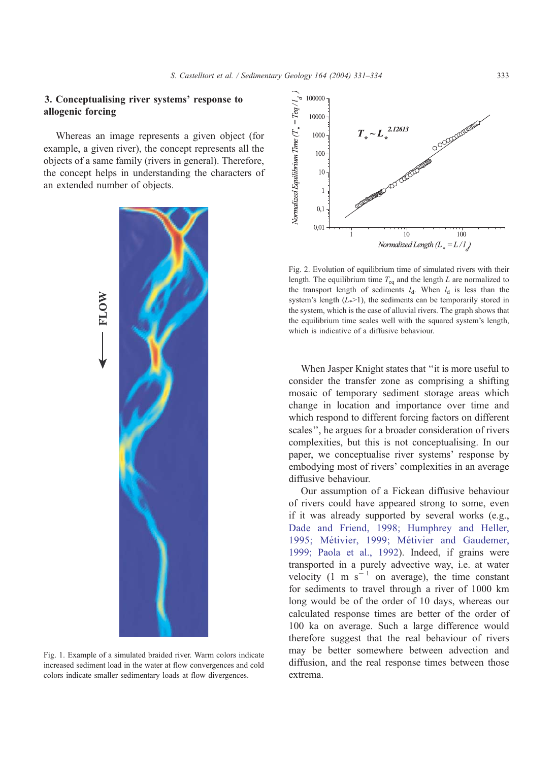## 3. Conceptualising river systems' response to allogenic forcing

Whereas an image represents a given object (for example, a given river), the concept represents all the objects of a same family (rivers in general). Therefore, the concept helps in understanding the characters of an extended number of objects.

Fig. 1. Example of a simulated braided river. Warm colors indicate increased sediment load in the water at flow convergences and cold colors indicate smaller sedimentary loads at flow divergences.

Fig. 2. Evolution of equilibrium time of simulated rivers with their length. The equilibrium time $T_{eq}$ and the length $L$ are normalized to the transport length of sediments $l_d$. When $l_d$ is less than the system's length ($L_*$>1), the sediments can be temporarily stored in the system, which is the case of alluvial rivers. The graph shows that the equilibrium time scales well with the squared system's length, which is indicative of a diffusive behaviour.

When Jasper Knight states that "it is more useful to consider the transfer zone as comprising a shifting mosaic of temporary sediment storage areas which change in location and importance over time and which respond to different forcing factors on different scales", he argues for a broader consideration of rivers complexities, but this is not conceptualising. In our paper, we conceptualise river systems' response by embodying most of rivers' complexities in an average diffusive behaviour.

Our assumption of a Fickean diffusive behaviour of rivers could have appeared strong to some, even if it was already supported by several works (e.g., Dade and Friend, 1998; Humphrey and Heller, 1995; Métivier, 1999; Métivier and Gaudemer, 1999; Paola et al., 1992). Indeed, if grains were transported in a purely advective way, i.e. at water velocity (1 m $s^{-1}$ on average), the time constant for sediments to travel through a river of 1000 km long would be of the order of 10 days, whereas our calculated response times are better of the order of 100 ka on average. Such a large difference would therefore suggest that the real behaviour of rivers may be better somewhere between advection and diffusion, and the real response times between those extrema.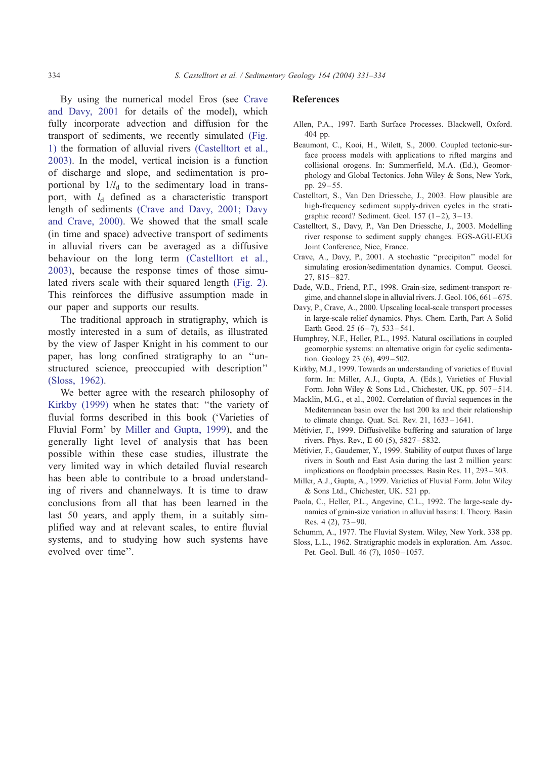By using the numerical model Eros (see Crave and Davy, 2001 for details of the model), which fully incorporate advection and diffusion for the transport of sediments, we recently simulated (Fig. 1) the formation of alluvial rivers (Castelltort et al., 2003). In the model, vertical incision is a function of discharge and slope, and sedimentation is proportional by $1/l_d$ to the sedimentary load in transport, with $l_d$ defined as a characteristic transport length of sediments (Crave and Davy, 2001; Davy and Crave, 2000). We showed that the small scale (in time and space) advective transport of sediments in alluvial rivers can be averaged as a diffusive behaviour on the long term (Castelltort et al., 2003), because the response times of those simulated rivers scale with their squared length (Fig. 2). This reinforces the diffusive assumption made in our paper and supports our results.

The traditional approach in stratigraphy, which is mostly interested in a sum of details, as illustrated by the view of Jasper Knight in his comment to our paper, has long confined stratigraphy to an ''unstructured science, preoccupied with description'' (Sloss, 1962).

We better agree with the research philosophy of Kirkby (1999) when he states that: ''the variety of fluvial forms described in this book ('Varieties of Fluvial Form' by Miller and Gupta, 1999), and the generally light level of analysis that has been possible within these case studies, illustrate the very limited way in which detailed fluvial research has been able to contribute to a broad understanding of rivers and channelways. It is time to draw conclusions from all that has been learned in the last 50 years, and apply them, in a suitably simplified way and at relevant scales, to entire fluvial systems, and to studying how such systems have evolved over time''.

## References

Allen, P.A., 1997. Earth Surface Processes. Blackwell, Oxford. 404 pp.

Beaumont, C., Kooi, H., Wilett, S., 2000. Coupled tectonic-surface process models with applications to rifted margins and collisional orogens. In: Summerfield, M.A. (Ed.), Geomorphology and Global Tectonics. John Wiley & Sons, New York, pp. 29–55.

Castelltort, S., Van Den Driessche, J., 2003. How plausible are high-frequency sediment supply-driven cycles in the stratigraphic record? Sediment. Geol. 157 (1–2), 3–13.

Castelltort, S., Davy, P., Van Den Driessche, J., 2003. Modelling river response to sediment supply changes. EGS-AGU-EUG Joint Conference, Nice, France.

Crave, A., Davy, P., 2001. A stochastic ''precipiton'' model for simulating erosion/sedimentation dynamics. Comput. Geosci. 27, 815–827.

Dade, W.B., Friend, P.F., 1998. Grain-size, sediment-transport regime, and channel slope in alluvial rivers. J. Geol. 106, 661–675.

Davy, P., Crave, A., 2000. Upscaling local-scale transport processes in large-scale relief dynamics. Phys. Chem. Earth, Part A Solid Earth Geod. 25 (6–7), 533–541.

Humphrey, N.F., Heller, P.L., 1995. Natural oscillations in coupled geomorphic systems: an alternative origin for cyclic sedimentation. Geology 23 (6), 499–502.

Kirkby, M.J., 1999. Towards an understanding of varieties of fluvial form. In: Miller, A.J., Gupta, A. (Eds.), Varieties of Fluvial Form. John Wiley & Sons Ltd., Chichester, UK, pp. 507–514.

Macklin, M.G., et al., 2002. Correlation of fluvial sequences in the Mediterranean basin over the last 200 ka and their relationship to climate change. Quat. Sci. Rev. 21, 1633–1641.

Métivier, F., 1999. Diffusivelike buffering and saturation of large rivers. Phys. Rev., E 60 (5), 5827–5832.

Métivier, F., Gaudemer, Y., 1999. Stability of output fluxes of large rivers in South and East Asia during the last 2 million years: implications on floodplain processes. Basin Res. 11, 293–303.

Miller, A.J., Gupta, A., 1999. Varieties of Fluvial Form. John Wiley & Sons Ltd., Chichester, UK. 521 pp.

Paola, C., Heller, P.L., Angevine, C.L., 1992. The large-scale dynamics of grain-size variation in alluvial basins: I. Theory. Basin Res. 4 (2), 73–90.

Schumm, A., 1977. The Fluvial System. Wiley, New York. 338 pp.

Sloss, L.L., 1962. Stratigraphic models in exploration. Am. Assoc. Pet. Geol. Bull. 46 (7), 1050–1057.